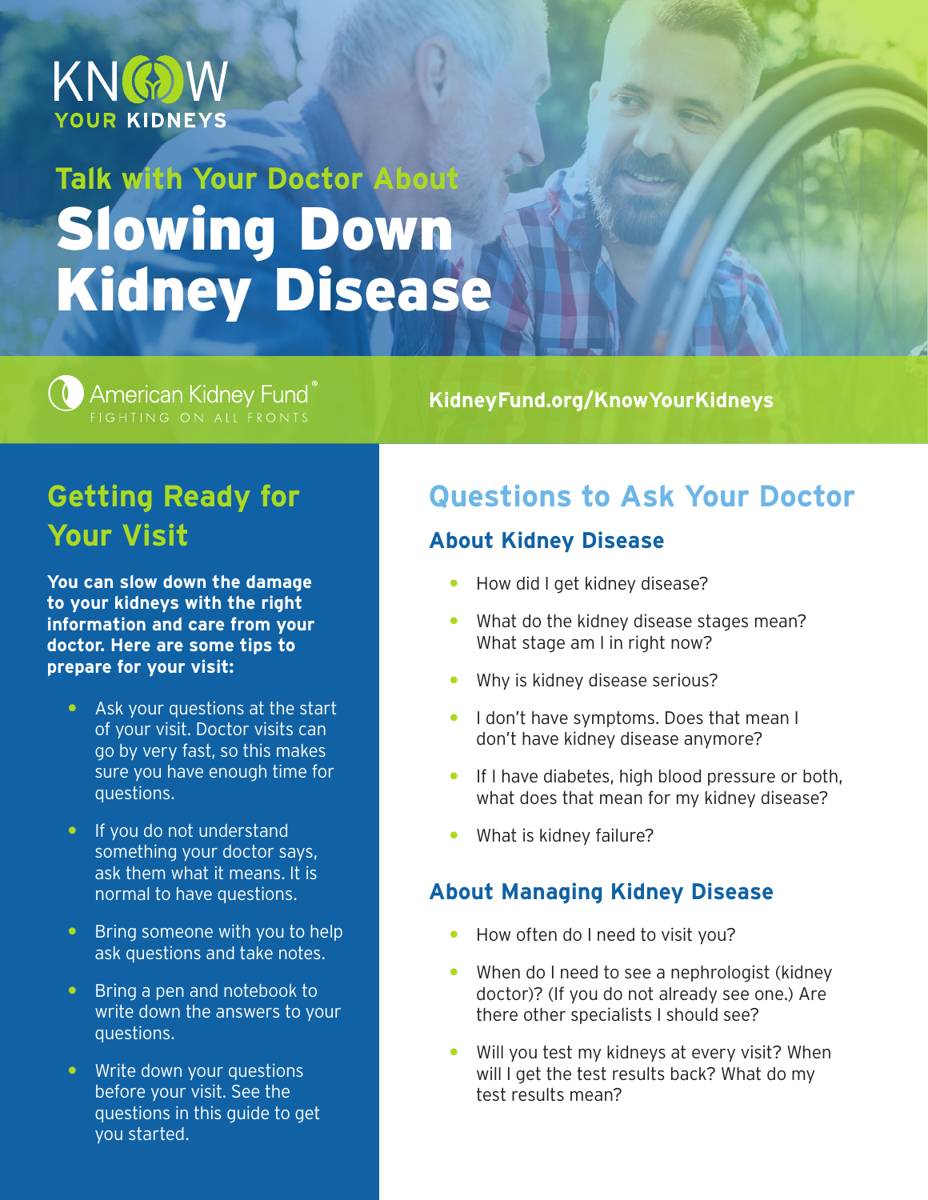KNOW YOUR KIDNEYS

Talk with Your Doctor About

# Slowing Down Kidney Disease

American Kidney Fund® FIGHTING ON ALL FRONTS

KidneyFund.org/KnowYourKidneys

## Getting Ready for Your Visit

**You can slow down the damage to your kidneys with the right information and care from your doctor. Here are some tips to prepare for your visit:**

- Ask your questions at the start of your visit. Doctor visits can go by very fast, so this makes sure you have enough time for questions.
- If you do not understand something your doctor says, ask them what it means. It is normal to have questions.
- Bring someone with you to help ask questions and take notes.
- Bring a pen and notebook to write down the answers to your questions.
- Write down your questions before your visit. See the questions in this guide to get you started.

## Questions to Ask Your Doctor

### About Kidney Disease

- How did I get kidney disease?
- What do the kidney disease stages mean? What stage am I in right now?
- Why is kidney disease serious?
- I don't have symptoms. Does that mean I don't have kidney disease anymore?
- If I have diabetes, high blood pressure or both, what does that mean for my kidney disease?
- What is kidney failure?

### About Managing Kidney Disease

- How often do I need to visit you?
- When do I need to see a nephrologist (kidney doctor)? (If you do not already see one.) Are there other specialists I should see?
- Will you test my kidneys at every visit? When will I get the test results back? What do my test results mean?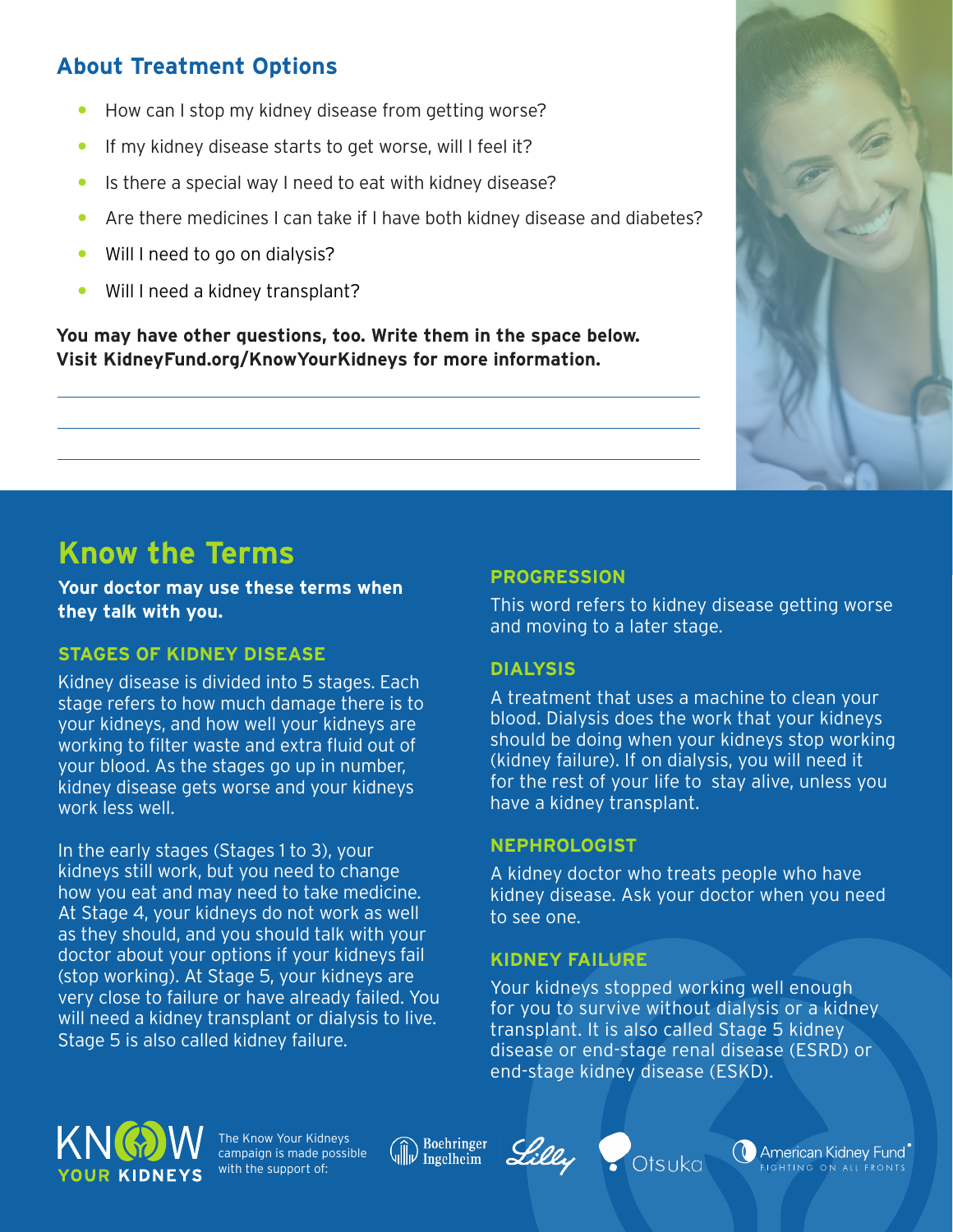## About Treatment Options

- How can I stop my kidney disease from getting worse?
- If my kidney disease starts to get worse, will I feel it?
- Is there a special way I need to eat with kidney disease?
- Are there medicines I can take if I have both kidney disease and diabetes?
- Will I need to go on dialysis?
- Will I need a kidney transplant?

**You may have other questions, too. Write them in the space below. Visit KidneyFund.org/KnowYourKidneys for more information.**

## Know the Terms

**Your doctor may use these terms when they talk with you.**

### STAGES OF KIDNEY DISEASE

Kidney disease is divided into 5 stages. Each stage refers to how much damage there is to your kidneys, and how well your kidneys are working to filter waste and extra fluid out of your blood. As the stages go up in number, kidney disease gets worse and your kidneys work less well.

In the early stages (Stages 1 to 3), your kidneys still work, but you need to change how you eat and may need to take medicine. At Stage 4, your kidneys do not work as well as they should, and you should talk with your doctor about your options if your kidneys fail (stop working). At Stage 5, your kidneys are very close to failure or have already failed. You will need a kidney transplant or dialysis to live. Stage 5 is also called kidney failure.

### PROGRESSION

This word refers to kidney disease getting worse and moving to a later stage.

### DIALYSIS

A treatment that uses a machine to clean your blood. Dialysis does the work that your kidneys should be doing when your kidneys stop working (kidney failure). If on dialysis, you will need it for the rest of your life to stay alive, unless you have a kidney transplant.

### NEPHROLOGIST

A kidney doctor who treats people who have kidney disease. Ask your doctor when you need to see one.

### KIDNEY FAILURE

Your kidneys stopped working well enough for you to survive without dialysis or a kidney transplant. It is also called Stage 5 kidney disease or end-stage renal disease (ESRD) or end-stage kidney disease (ESKD).

KNOW YOUR KIDNEYS

The Know Your Kidneys campaign is made possible with the support of:

Boehringer Ingelheim | Lilly | Otsuka | American Kidney Fund® FIGHTING ON ALL FRONTS